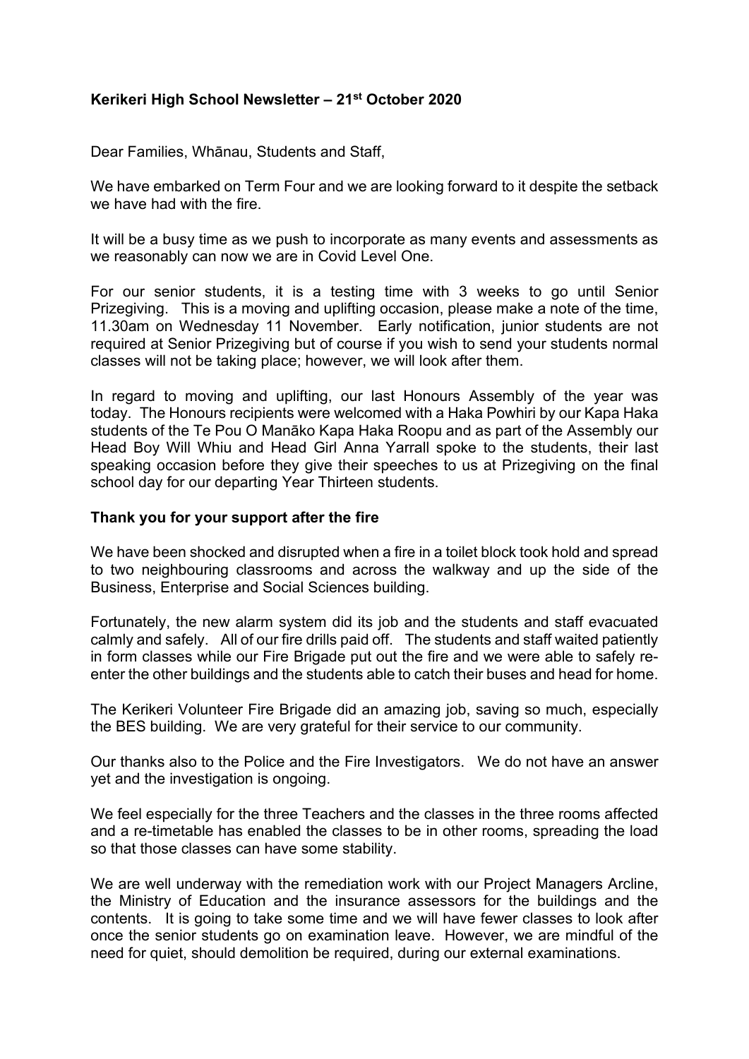**Kerikeri High School Newsletter – 21st October 2020**

Dear Families, Whānau, Students and Staff,

We have embarked on Term Four and we are looking forward to it despite the setback we have had with the fire.

It will be a busy time as we push to incorporate as many events and assessments as we reasonably can now we are in Covid Level One.

For our senior students, it is a testing time with 3 weeks to go until Senior Prizegiving. This is a moving and uplifting occasion, please make a note of the time, 11.30am on Wednesday 11 November. Early notification, junior students are not required at Senior Prizegiving but of course if you wish to send your students normal classes will not be taking place; however, we will look after them.

In regard to moving and uplifting, our last Honours Assembly of the year was today. The Honours recipients were welcomed with a Haka Powhiri by our Kapa Haka students of the Te Pou O Manāko Kapa Haka Roopu and as part of the Assembly our Head Boy Will Whiu and Head Girl Anna Yarrall spoke to the students, their last speaking occasion before they give their speeches to us at Prizegiving on the final school day for our departing Year Thirteen students.

**Thank you for your support after the fire**

We have been shocked and disrupted when a fire in a toilet block took hold and spread to two neighbouring classrooms and across the walkway and up the side of the Business, Enterprise and Social Sciences building.

Fortunately, the new alarm system did its job and the students and staff evacuated calmly and safely. All of our fire drills paid off. The students and staff waited patiently in form classes while our Fire Brigade put out the fire and we were able to safely re-enter the other buildings and the students able to catch their buses and head for home.

The Kerikeri Volunteer Fire Brigade did an amazing job, saving so much, especially the BES building. We are very grateful for their service to our community.

Our thanks also to the Police and the Fire Investigators. We do not have an answer yet and the investigation is ongoing.

We feel especially for the three Teachers and the classes in the three rooms affected and a re-timetable has enabled the classes to be in other rooms, spreading the load so that those classes can have some stability.

We are well underway with the remediation work with our Project Managers Arcline, the Ministry of Education and the insurance assessors for the buildings and the contents. It is going to take some time and we will have fewer classes to look after once the senior students go on examination leave. However, we are mindful of the need for quiet, should demolition be required, during our external examinations.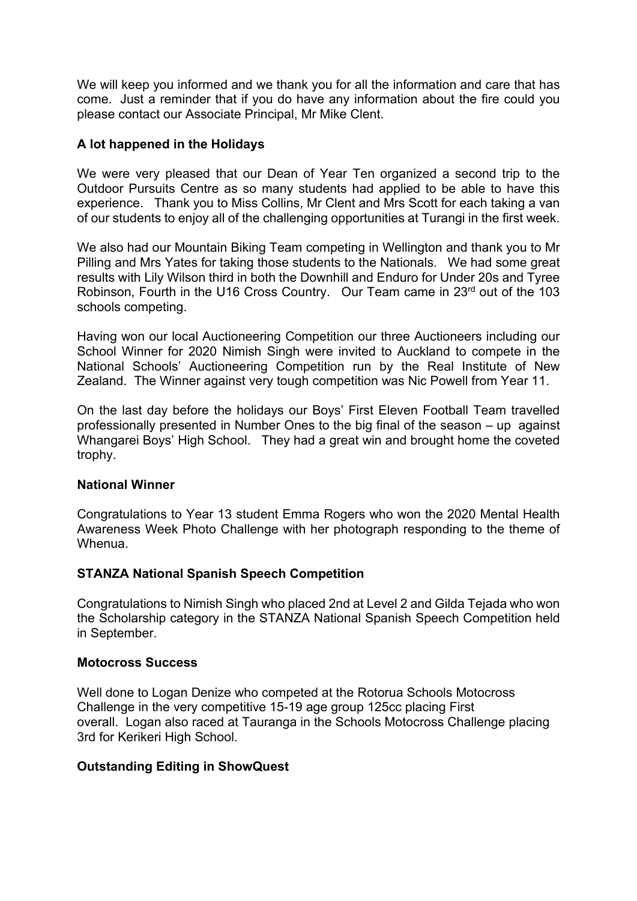We will keep you informed and we thank you for all the information and care that has come. Just a reminder that if you do have any information about the fire could you please contact our Associate Principal, Mr Mike Clent.

**A lot happened in the Holidays**

We were very pleased that our Dean of Year Ten organized a second trip to the Outdoor Pursuits Centre as so many students had applied to be able to have this experience. Thank you to Miss Collins, Mr Clent and Mrs Scott for each taking a van of our students to enjoy all of the challenging opportunities at Turangi in the first week.

We also had our Mountain Biking Team competing in Wellington and thank you to Mr Pilling and Mrs Yates for taking those students to the Nationals. We had some great results with Lily Wilson third in both the Downhill and Enduro for Under 20s and Tyree Robinson, Fourth in the U16 Cross Country. Our Team came in 23rd out of the 103 schools competing.

Having won our local Auctioneering Competition our three Auctioneers including our School Winner for 2020 Nimish Singh were invited to Auckland to compete in the National Schools' Auctioneering Competition run by the Real Institute of New Zealand. The Winner against very tough competition was Nic Powell from Year 11.

On the last day before the holidays our Boys' First Eleven Football Team travelled professionally presented in Number Ones to the big final of the season – up against Whangarei Boys' High School. They had a great win and brought home the coveted trophy.

**National Winner**

Congratulations to Year 13 student Emma Rogers who won the 2020 Mental Health Awareness Week Photo Challenge with her photograph responding to the theme of Whenua.

**STANZA National Spanish Speech Competition**

Congratulations to Nimish Singh who placed 2nd at Level 2 and Gilda Tejada who won the Scholarship category in the STANZA National Spanish Speech Competition held in September.

**Motocross Success**

Well done to Logan Denize who competed at the Rotorua Schools Motocross Challenge in the very competitive 15-19 age group 125cc placing First overall. Logan also raced at Tauranga in the Schools Motocross Challenge placing 3rd for Kerikeri High School.

**Outstanding Editing in ShowQuest**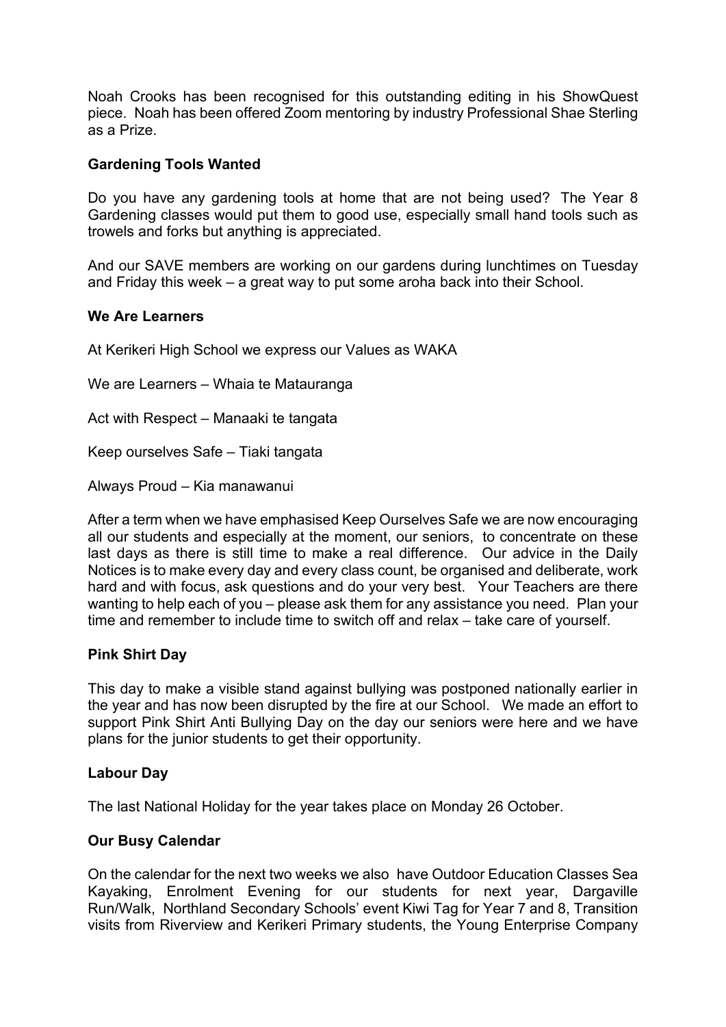Noah Crooks has been recognised for this outstanding editing in his ShowQuest piece. Noah has been offered Zoom mentoring by industry Professional Shae Sterling as a Prize.

**Gardening Tools Wanted**

Do you have any gardening tools at home that are not being used? The Year 8 Gardening classes would put them to good use, especially small hand tools such as trowels and forks but anything is appreciated.

And our SAVE members are working on our gardens during lunchtimes on Tuesday and Friday this week – a great way to put some aroha back into their School.

**We Are Learners**

At Kerikeri High School we express our Values as WAKA

We are Learners – Whaia te Matauranga

Act with Respect – Manaaki te tangata

Keep ourselves Safe – Tiaki tangata

Always Proud – Kia manawanui

After a term when we have emphasised Keep Ourselves Safe we are now encouraging all our students and especially at the moment, our seniors, to concentrate on these last days as there is still time to make a real difference. Our advice in the Daily Notices is to make every day and every class count, be organised and deliberate, work hard and with focus, ask questions and do your very best. Your Teachers are there wanting to help each of you – please ask them for any assistance you need. Plan your time and remember to include time to switch off and relax – take care of yourself.

**Pink Shirt Day**

This day to make a visible stand against bullying was postponed nationally earlier in the year and has now been disrupted by the fire at our School. We made an effort to support Pink Shirt Anti Bullying Day on the day our seniors were here and we have plans for the junior students to get their opportunity.

**Labour Day**

The last National Holiday for the year takes place on Monday 26 October.

**Our Busy Calendar**

On the calendar for the next two weeks we also have Outdoor Education Classes Sea Kayaking, Enrolment Evening for our students for next year, Dargaville Run/Walk, Northland Secondary Schools' event Kiwi Tag for Year 7 and 8, Transition visits from Riverview and Kerikeri Primary students, the Young Enterprise Company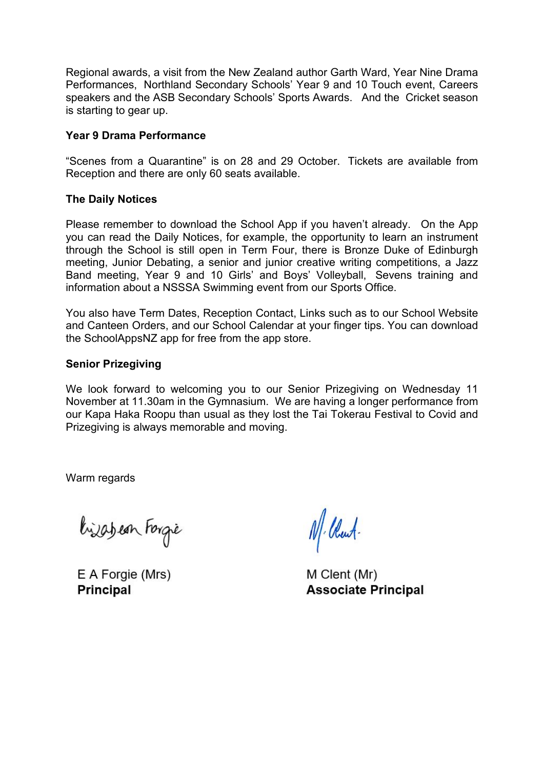Regional awards, a visit from the New Zealand author Garth Ward, Year Nine Drama Performances, Northland Secondary Schools' Year 9 and 10 Touch event, Careers speakers and the ASB Secondary Schools' Sports Awards. And the Cricket season is starting to gear up.

**Year 9 Drama Performance**

"Scenes from a Quarantine" is on 28 and 29 October. Tickets are available from Reception and there are only 60 seats available.

**The Daily Notices**

Please remember to download the School App if you haven't already. On the App you can read the Daily Notices, for example, the opportunity to learn an instrument through the School is still open in Term Four, there is Bronze Duke of Edinburgh meeting, Junior Debating, a senior and junior creative writing competitions, a Jazz Band meeting, Year 9 and 10 Girls' and Boys' Volleyball, Sevens training and information about a NSSSA Swimming event from our Sports Office.

You also have Term Dates, Reception Contact, Links such as to our School Website and Canteen Orders, and our School Calendar at your finger tips. You can download the SchoolAppsNZ app for free from the app store.

**Senior Prizegiving**

We look forward to welcoming you to our Senior Prizegiving on Wednesday 11 November at 11.30am in the Gymnasium. We are having a longer performance from our Kapa Haka Roopu than usual as they lost the Tai Tokerau Festival to Covid and Prizegiving is always memorable and moving.

Warm regards

E A Forgie (Mrs)
**Principal**

M Clent (Mr)
**Associate Principal**